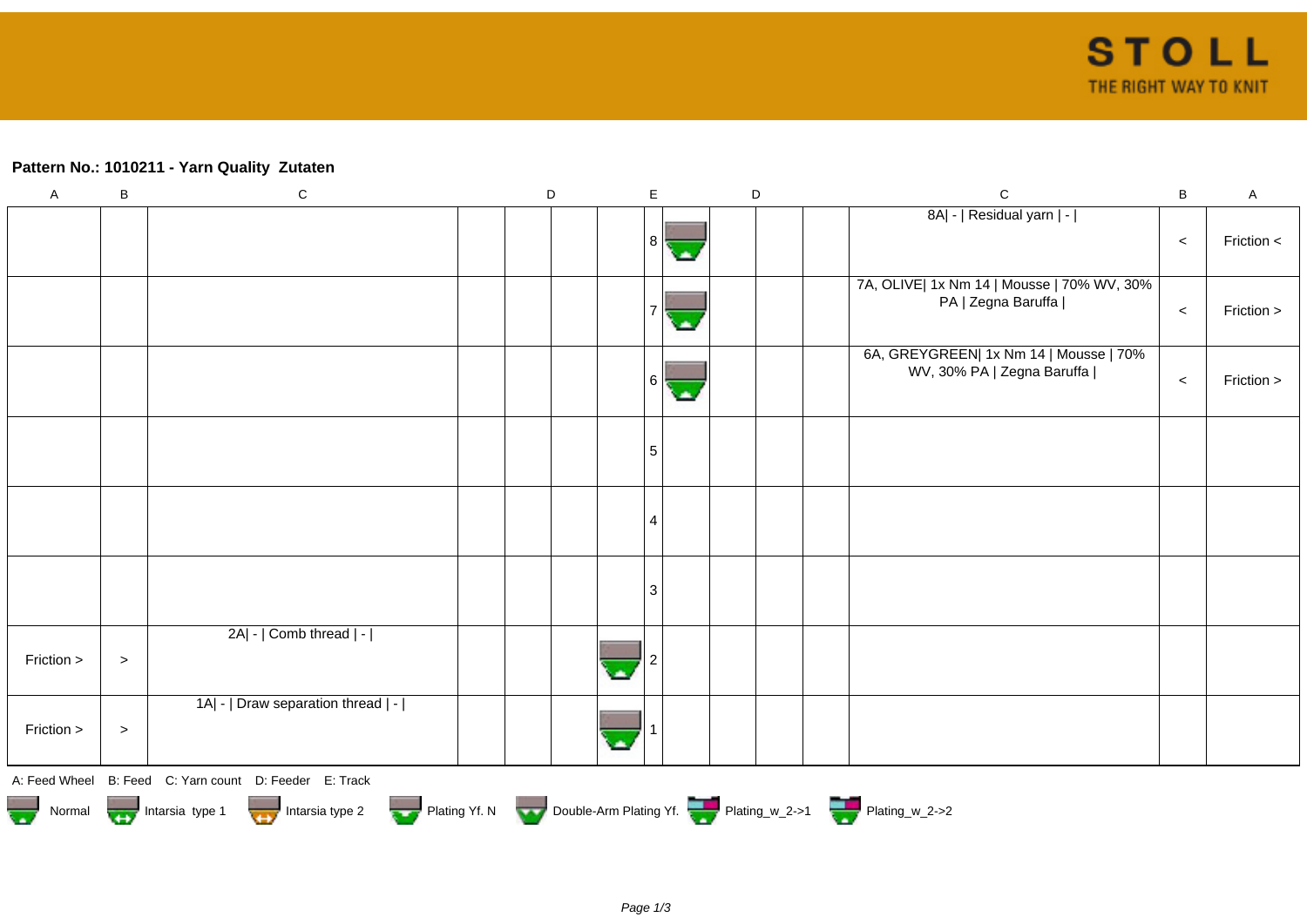**Pattern No.: 1010211 - Yarn Quality  Zutaten**

| A | B | C | D | D | D | D | E | D | D | D | D | C | B | A |
|---|---|---|---|---|---|---|---|---|---|---|---|---|---|---|
| | | | | | | | 8 | | | | | 8A\| - \| Residual yarn \| - \| | < | Friction < |
| | | | | | | | 7 | | | | | 7A, OLIVE\| 1x Nm 14 \| Mousse \| 70% WV, 30% PA \| Zegna Baruffa \| | < | Friction > |
| | | | | | | | 6 | | | | | 6A, GREYGREEN\| 1x Nm 14 \| Mousse \| 70% WV, 30% PA \| Zegna Baruffa \| | < | Friction > |
| | | | | | | | 5 | | | | | | | |
| | | | | | | | 4 | | | | | | | |
| | | | | | | | 3 | | | | | | | |
| Friction > | > | 2A\| - \| Comb thread \| - \| | | | | | 2 | | | | | | | |
| Friction > | > | 1A\| - \| Draw separation thread \| - \| | | | | | 1 | | | | | | | |

A: Feed Wheel   B: Feed   C: Yarn count   D: Feeder   E: Track

Normal   Intarsia type 1   Intarsia type 2   Plating Yf. N   Double-Arm Plating Yf.   Plating_w_2->1   Plating_w_2->2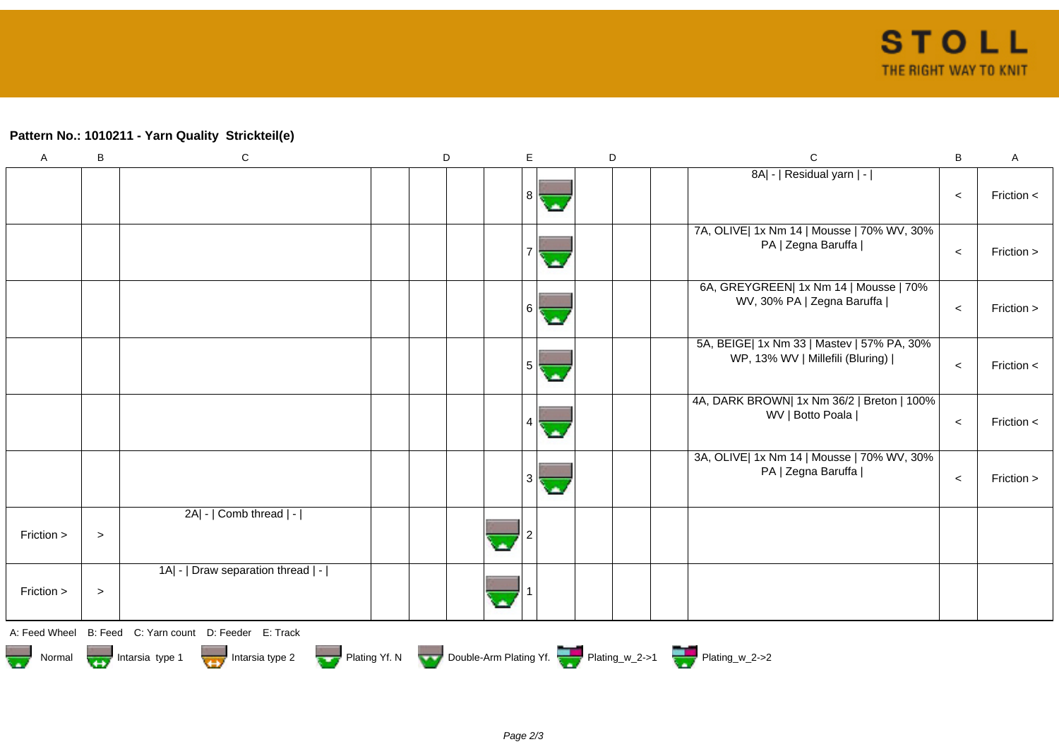**Pattern No.: 1010211 - Yarn Quality Strickteil(e)**

| A | B | C | | D | | | E | | | D | | C | B | A |
|---|---|---|---|---|---|---|---|---|---|---|---|---|---|---|
| | | | | | | | 8 | | | | | 8A\| - \| Residual yarn \| - \| | < | Friction < |
| | | | | | | | 7 | | | | | 7A, OLIVE\| 1x Nm 14 \| Mousse \| 70% WV, 30% PA \| Zegna Baruffa \| | < | Friction > |
| | | | | | | | 6 | | | | | 6A, GREYGREEN\| 1x Nm 14 \| Mousse \| 70% WV, 30% PA \| Zegna Baruffa \| | < | Friction > |
| | | | | | | | 5 | | | | | 5A, BEIGE\| 1x Nm 33 \| Mastev \| 57% PA, 30% WP, 13% WV \| Millefili (Bluring) \| | < | Friction < |
| | | | | | | | 4 | | | | | 4A, DARK BROWN\| 1x Nm 36/2 \| Breton \| 100% WV \| Botto Poala \| | < | Friction < |
| | | | | | | | 3 | | | | | 3A, OLIVE\| 1x Nm 14 \| Mousse \| 70% WV, 30% PA \| Zegna Baruffa \| | < | Friction > |
| Friction > | > | 2A\| - \| Comb thread \| - \| | | | | | 2 | | | | | | | |
| Friction > | > | 1A\| - \| Draw separation thread \| - \| | | | | | 1 | | | | | | | |

A: Feed Wheel B: Feed C: Yarn count D: Feeder E: Track

Normal Intarsia type 1 Intarsia type 2 Plating Yf. N Double-Arm Plating Yf. Plating_w_2->1 Plating_w_2->2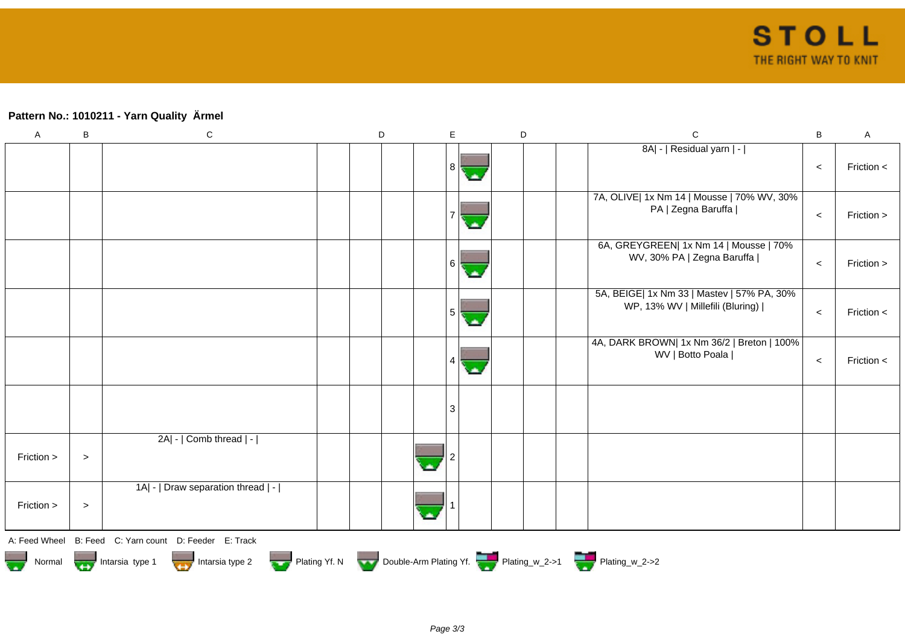**Pattern No.: 1010211 - Yarn Quality  Ärmel**

| A | B | C | D | D | D | D | E | D | D | D | D | C | B | A |
|---|---|---|---|---|---|---|---|---|---|---|---|---|---|---|
| | | | | | | | 8 | | | | | 8A\| - \| Residual yarn \| - \| | < | Friction < |
| | | | | | | | 7 | | | | | 7A, OLIVE\| 1x Nm 14 \| Mousse \| 70% WV, 30% PA \| Zegna Baruffa \| | < | Friction > |
| | | | | | | | 6 | | | | | 6A, GREYGREEN\| 1x Nm 14 \| Mousse \| 70% WV, 30% PA \| Zegna Baruffa \| | < | Friction > |
| | | | | | | | 5 | | | | | 5A, BEIGE\| 1x Nm 33 \| Mastev \| 57% PA, 30% WP, 13% WV \| Millefili (Bluring) \| | < | Friction < |
| | | | | | | | 4 | | | | | 4A, DARK BROWN\| 1x Nm 36/2 \| Breton \| 100% WV \| Botto Poala \| | < | Friction < |
| | | | | | | | 3 | | | | | | | |
| Friction > | > | 2A\| - \| Comb thread \| - \| | | | | | 2 | | | | | | | |
| Friction > | > | 1A\| - \| Draw separation thread \| - \| | | | | | 1 | | | | | | | |

A: Feed Wheel    B: Feed    C: Yarn count    D: Feeder    E: Track

Normal    Intarsia type 1    Intarsia type 2    Plating Yf. N    Double-Arm Plating Yf.    Plating_w_2->1    Plating_w_2->2